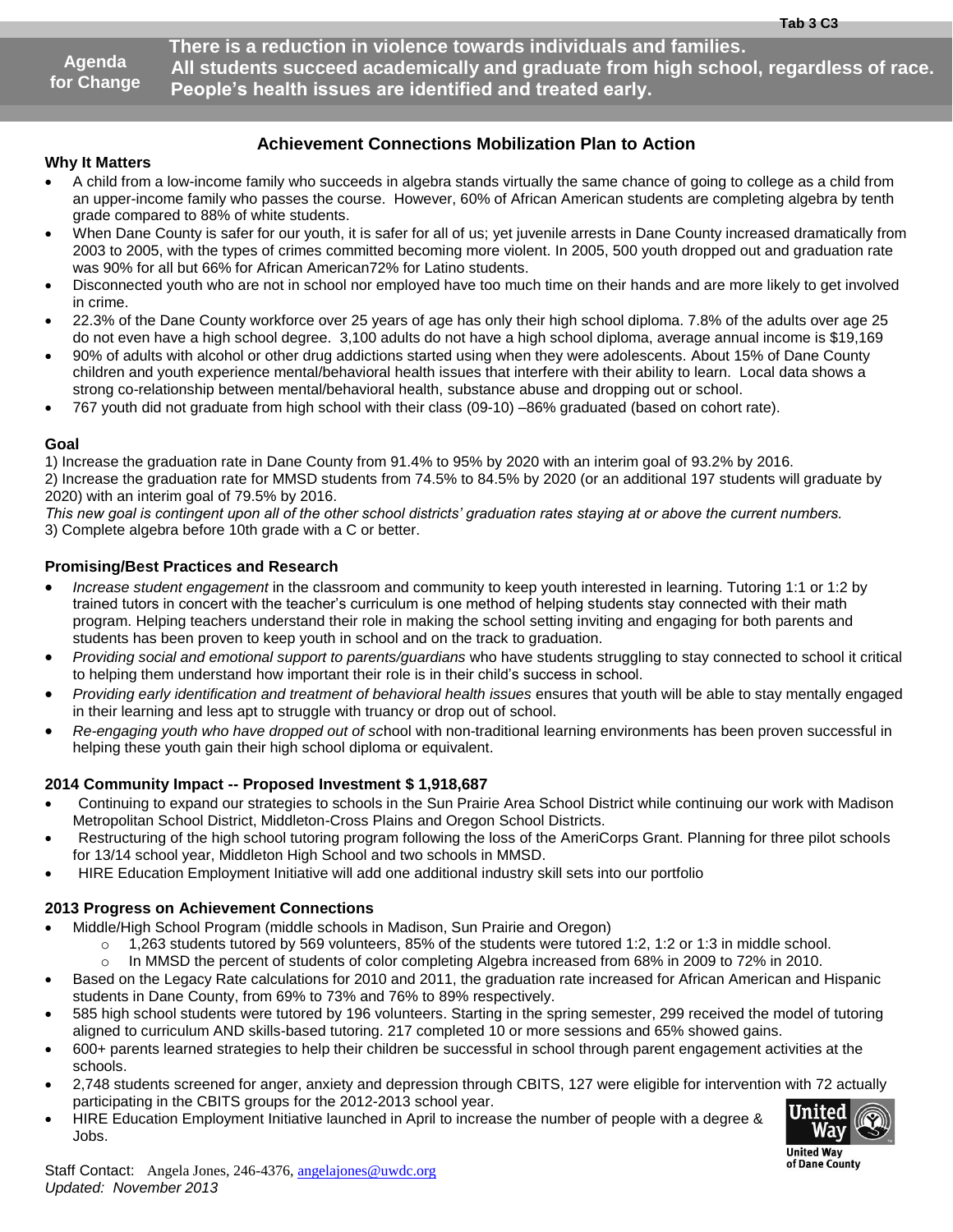Tab 3 C3

**Agenda for Change**

**There is a reduction in violence towards individuals and families.**
**All students succeed academically and graduate from high school, regardless of race.**
**People's health issues are identified and treated early.**

## Achievement Connections Mobilization Plan to Action

### Why It Matters

- A child from a low-income family who succeeds in algebra stands virtually the same chance of going to college as a child from an upper-income family who passes the course. However, 60% of African American students are completing algebra by tenth grade compared to 88% of white students.
- When Dane County is safer for our youth, it is safer for all of us; yet juvenile arrests in Dane County increased dramatically from 2003 to 2005, with the types of crimes committed becoming more violent. In 2005, 500 youth dropped out and graduation rate was 90% for all but 66% for African American72% for Latino students.
- Disconnected youth who are not in school nor employed have too much time on their hands and are more likely to get involved in crime.
- 22.3% of the Dane County workforce over 25 years of age has only their high school diploma. 7.8% of the adults over age 25 do not even have a high school degree. 3,100 adults do not have a high school diploma, average annual income is $19,169
- 90% of adults with alcohol or other drug addictions started using when they were adolescents. About 15% of Dane County children and youth experience mental/behavioral health issues that interfere with their ability to learn. Local data shows a strong co-relationship between mental/behavioral health, substance abuse and dropping out or school.
- 767 youth did not graduate from high school with their class (09-10) –86% graduated (based on cohort rate).

### Goal

1) Increase the graduation rate in Dane County from 91.4% to 95% by 2020 with an interim goal of 93.2% by 2016.
2) Increase the graduation rate for MMSD students from 74.5% to 84.5% by 2020 (or an additional 197 students will graduate by 2020) with an interim goal of 79.5% by 2016.
*This new goal is contingent upon all of the other school districts' graduation rates staying at or above the current numbers.*
3) Complete algebra before 10th grade with a C or better.

### Promising/Best Practices and Research

- *Increase student engagement* in the classroom and community to keep youth interested in learning. Tutoring 1:1 or 1:2 by trained tutors in concert with the teacher's curriculum is one method of helping students stay connected with their math program. Helping teachers understand their role in making the school setting inviting and engaging for both parents and students has been proven to keep youth in school and on the track to graduation.
- *Providing social and emotional support to parents/guardians* who have students struggling to stay connected to school it critical to helping them understand how important their role is in their child's success in school.
- *Providing early identification and treatment of behavioral health issues* ensures that youth will be able to stay mentally engaged in their learning and less apt to struggle with truancy or drop out of school.
- *Re-engaging youth who have dropped out of s*chool with non-traditional learning environments has been proven successful in helping these youth gain their high school diploma or equivalent.

### 2014 Community Impact -- Proposed Investment $ 1,918,687

- Continuing to expand our strategies to schools in the Sun Prairie Area School District while continuing our work with Madison Metropolitan School District, Middleton-Cross Plains and Oregon School Districts.
- Restructuring of the high school tutoring program following the loss of the AmeriCorps Grant. Planning for three pilot schools for 13/14 school year, Middleton High School and two schools in MMSD.
- HIRE Education Employment Initiative will add one additional industry skill sets into our portfolio

### 2013 Progress on Achievement Connections

- Middle/High School Program (middle schools in Madison, Sun Prairie and Oregon)
  - 1,263 students tutored by 569 volunteers, 85% of the students were tutored 1:2, 1:2 or 1:3 in middle school.
  - In MMSD the percent of students of color completing Algebra increased from 68% in 2009 to 72% in 2010.
- Based on the Legacy Rate calculations for 2010 and 2011, the graduation rate increased for African American and Hispanic students in Dane County, from 69% to 73% and 76% to 89% respectively.
- 585 high school students were tutored by 196 volunteers. Starting in the spring semester, 299 received the model of tutoring aligned to curriculum AND skills-based tutoring. 217 completed 10 or more sessions and 65% showed gains.
- 600+ parents learned strategies to help their children be successful in school through parent engagement activities at the schools.
- 2,748 students screened for anger, anxiety and depression through CBITS, 127 were eligible for intervention with 72 actually participating in the CBITS groups for the 2012-2013 school year.
- HIRE Education Employment Initiative launched in April to increase the number of people with a degree & Jobs.

United Way of Dane County

Staff Contact: Angela Jones, 246-4376, angelajones@uwdc.org
*Updated: November 2013*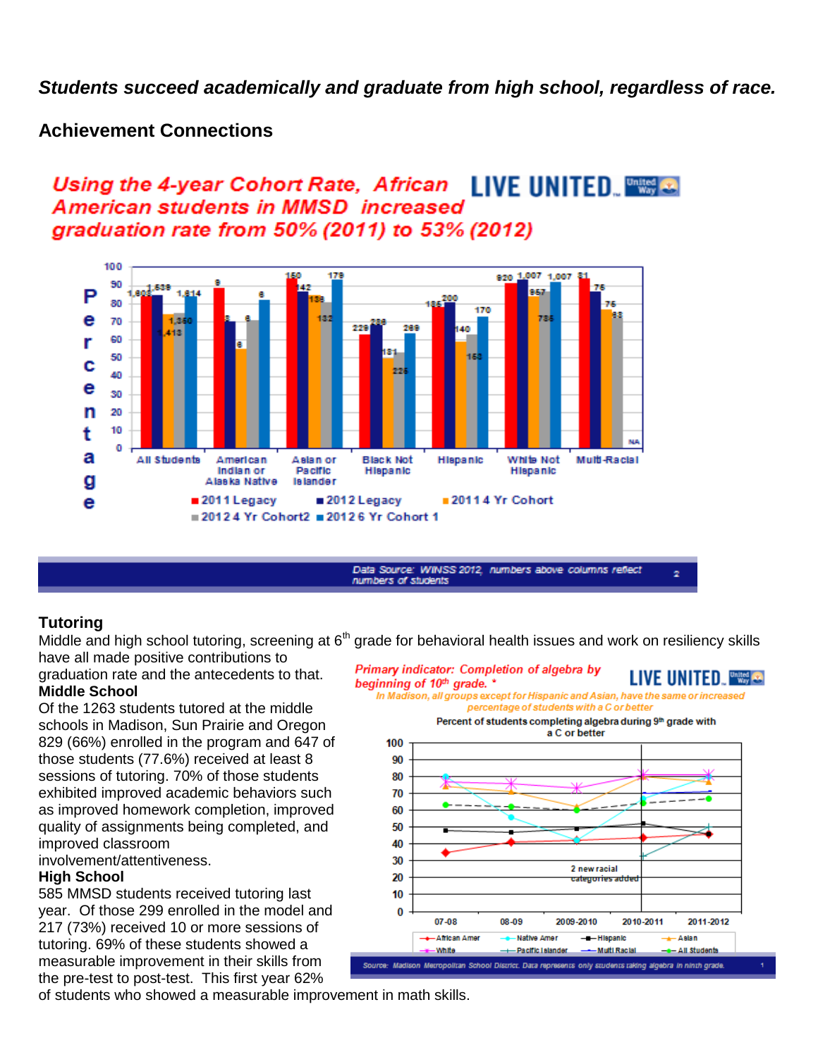***Students succeed academically and graduate from high school, regardless of race.***

## Achievement Connections

### Tutoring

Middle and high school tutoring, screening at 6th grade for behavioral health issues and work on resiliency skills have all made positive contributions to graduation rate and the antecedents to that.

**Middle School**

Of the 1263 students tutored at the middle schools in Madison, Sun Prairie and Oregon 829 (66%) enrolled in the program and 647 of those students (77.6%) received at least 8 sessions of tutoring. 70% of those students exhibited improved academic behaviors such as improved homework completion, improved quality of assignments being completed, and improved classroom involvement/attentiveness.

**High School**

585 MMSD students received tutoring last year. Of those 299 enrolled in the model and 217 (73%) received 10 or more sessions of tutoring. 69% of these students showed a measurable improvement in their skills from the pre-test to post-test. This first year 62% of students who showed a measurable improvement in math skills.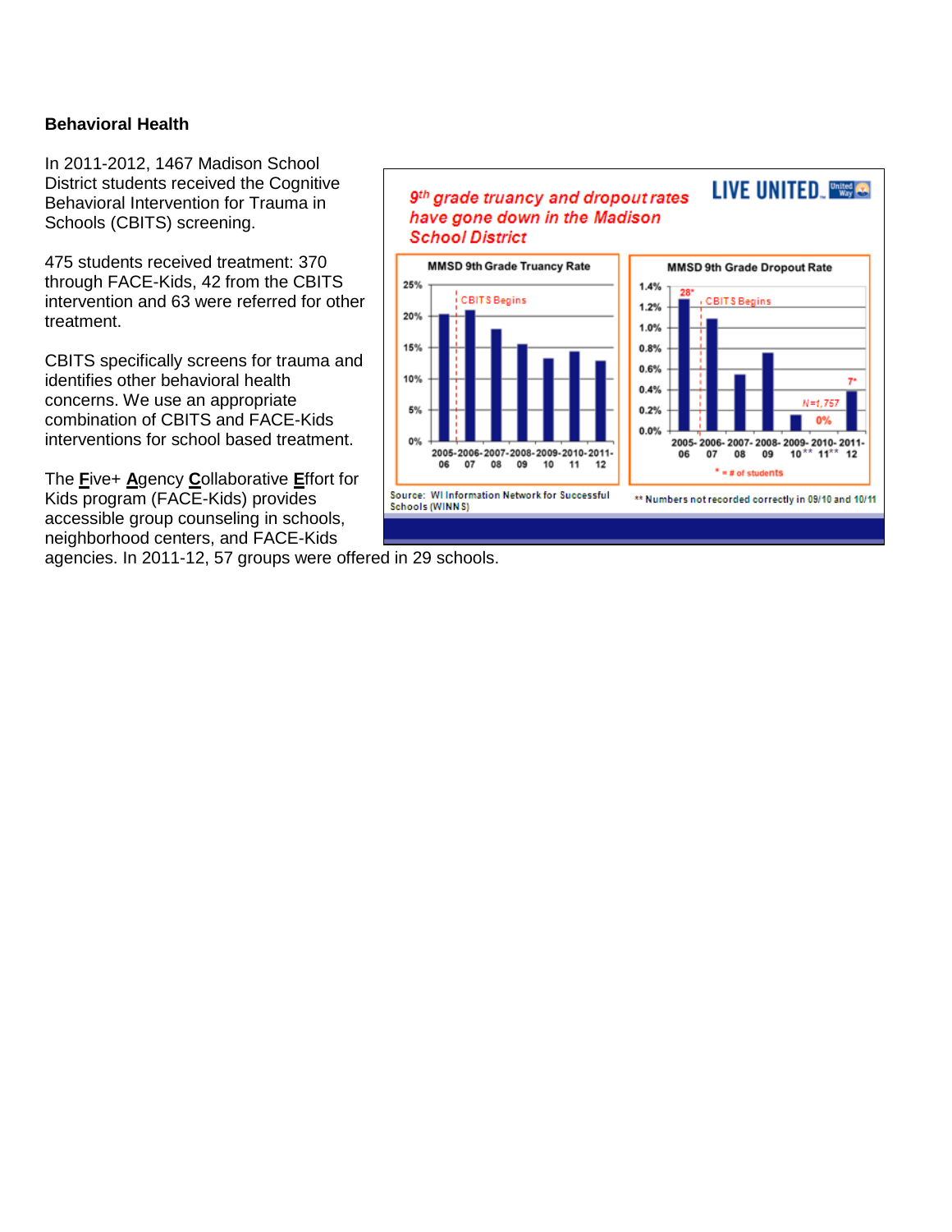## Behavioral Health

In 2011-2012, 1467 Madison School District students received the Cognitive Behavioral Intervention for Trauma in Schools (CBITS) screening.

475 students received treatment: 370 through FACE-Kids, 42 from the CBITS intervention and 63 were referred for other treatment.

CBITS specifically screens for trauma and identifies other behavioral health concerns. We use an appropriate combination of CBITS and FACE-Kids interventions for school based treatment.

The **F**ive+ **A**gency **C**ollaborative **E**ffort for Kids program (FACE-Kids) provides accessible group counseling in schools, neighborhood centers, and FACE-Kids agencies. In 2011-12, 57 groups were offered in 29 schools.

*9th grade truancy and dropout rates have gone down in the Madison School District*

LIVE UNITED. United Way

**MMSD 9th Grade Truancy Rate**

CBITS Begins

2005-06, 2006-07, 2007-08, 2008-09, 2009-10, 2010-11, 2011-12

**MMSD 9th Grade Dropout Rate**

28*, CBITS Begins, N=1,757, 0%, 7*

2005-06, 2006-07, 2007-08, 2008-09, 2009-10**, 2010-11**, 2011-12

* = # of students

Source: WI Information Network for Successful Schools (WINNS)

** Numbers not recorded correctly in 09/10 and 10/11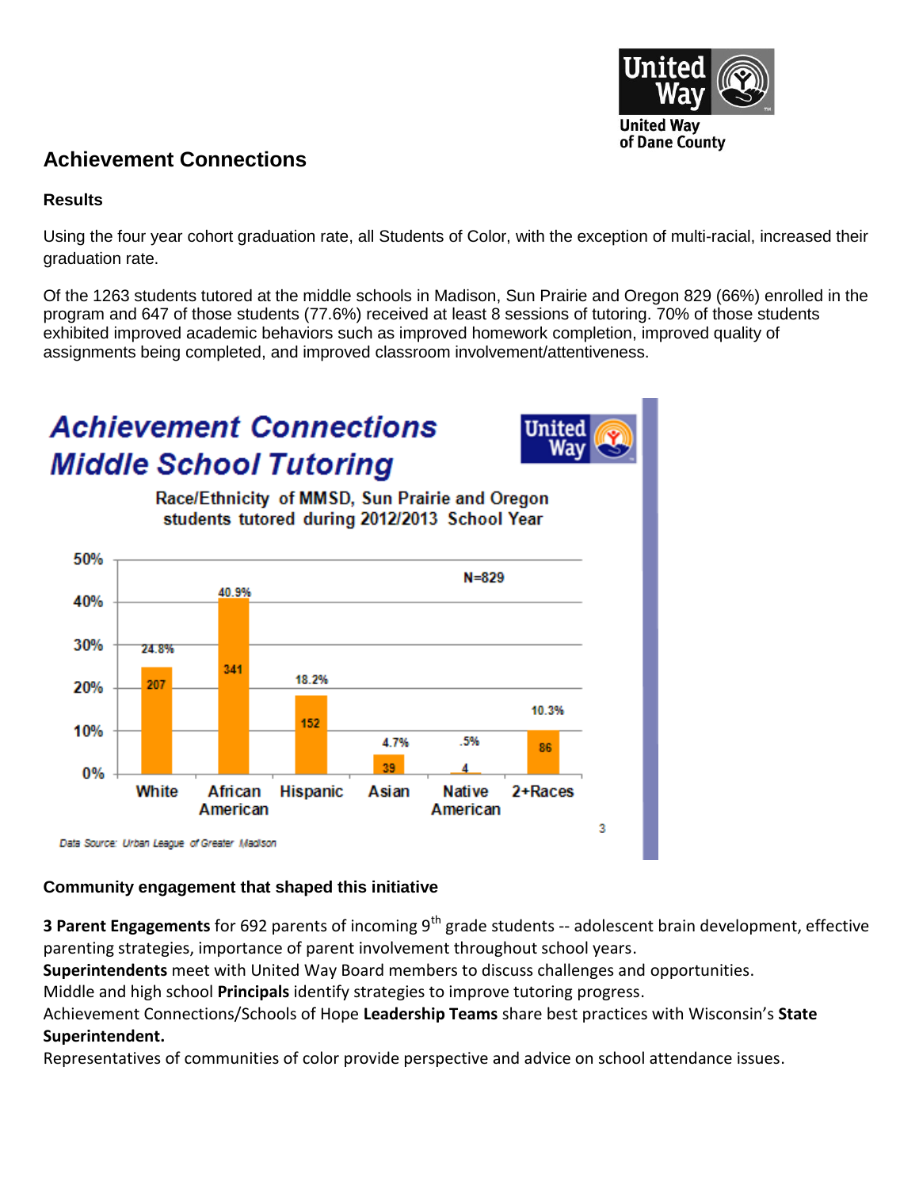United Way of Dane County

## Achievement Connections

### Results

Using the four year cohort graduation rate, all Students of Color, with the exception of multi-racial, increased their graduation rate.

Of the 1263 students tutored at the middle schools in Madison, Sun Prairie and Oregon 829 (66%) enrolled in the program and 647 of those students (77.6%) received at least 8 sessions of tutoring. 70% of those students exhibited improved academic behaviors such as improved homework completion, improved quality of assignments being completed, and improved classroom involvement/attentiveness.

**Achievement Connections Middle School Tutoring**

Race/Ethnicity of MMSD, Sun Prairie and Oregon students tutored during 2012/2013 School Year

N=829

| Race/Ethnicity | Number | Percent |
|---|---|---|
| White | 207 | 24.8% |
| African American | 341 | 40.9% |
| Hispanic | 152 | 18.2% |
| Asian | 39 | 4.7% |
| Native American | 4 | .5% |
| 2+Races | 86 | 10.3% |

Data Source: Urban League of Greater Madison

### Community engagement that shaped this initiative

**3 Parent Engagements** for 692 parents of incoming 9th grade students -- adolescent brain development, effective parenting strategies, importance of parent involvement throughout school years.

**Superintendents** meet with United Way Board members to discuss challenges and opportunities.

Middle and high school **Principals** identify strategies to improve tutoring progress.

Achievement Connections/Schools of Hope **Leadership Teams** share best practices with Wisconsin's **State Superintendent.**

Representatives of communities of color provide perspective and advice on school attendance issues.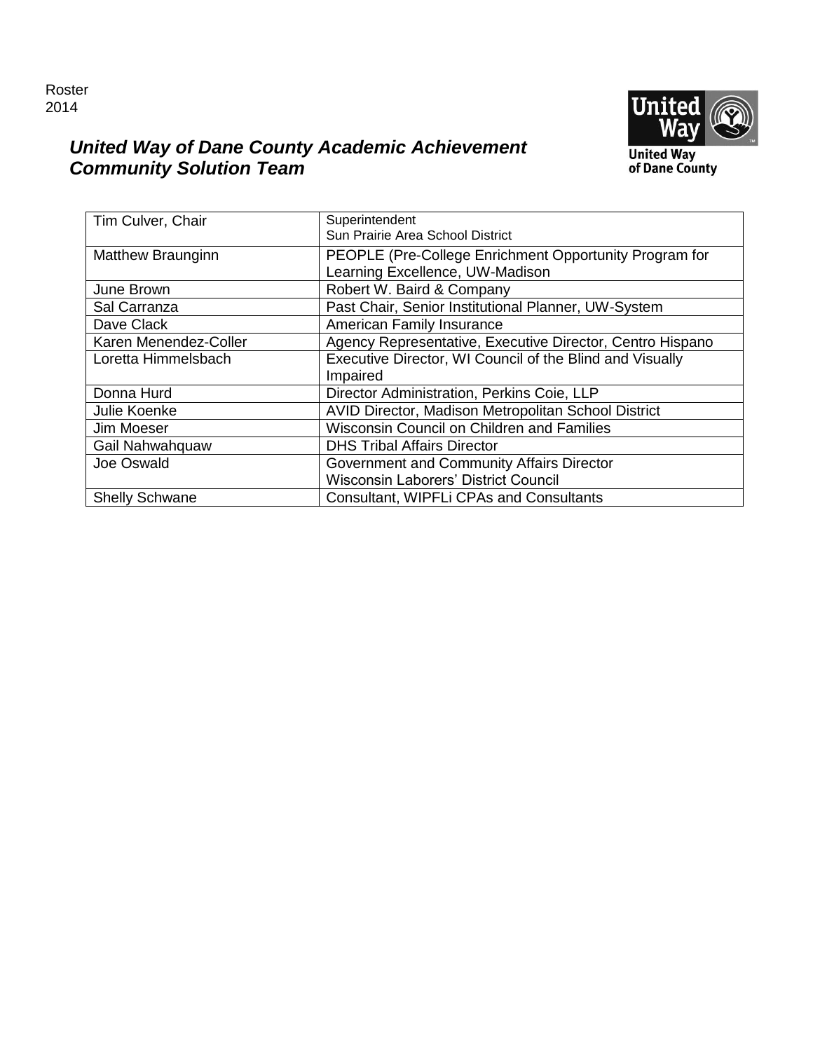Roster
2014

## *United Way of Dane County Academic Achievement Community Solution Team*

United Way of Dane County

| | |
|---|---|
| Tim Culver, Chair | Superintendent<br>Sun Prairie Area School District |
| Matthew Braunginn | PEOPLE (Pre-College Enrichment Opportunity Program for Learning Excellence, UW-Madison |
| June Brown | Robert W. Baird & Company |
| Sal Carranza | Past Chair, Senior Institutional Planner, UW-System |
| Dave Clack | American Family Insurance |
| Karen Menendez-Coller | Agency Representative, Executive Director, Centro Hispano |
| Loretta Himmelsbach | Executive Director, WI Council of the Blind and Visually Impaired |
| Donna Hurd | Director Administration, Perkins Coie, LLP |
| Julie Koenke | AVID Director, Madison Metropolitan School District |
| Jim Moeser | Wisconsin Council on Children and Families |
| Gail Nahwahquaw | DHS Tribal Affairs Director |
| Joe Oswald | Government and Community Affairs Director<br>Wisconsin Laborers' District Council |
| Shelly Schwane | Consultant, WIPFLi CPAs and Consultants |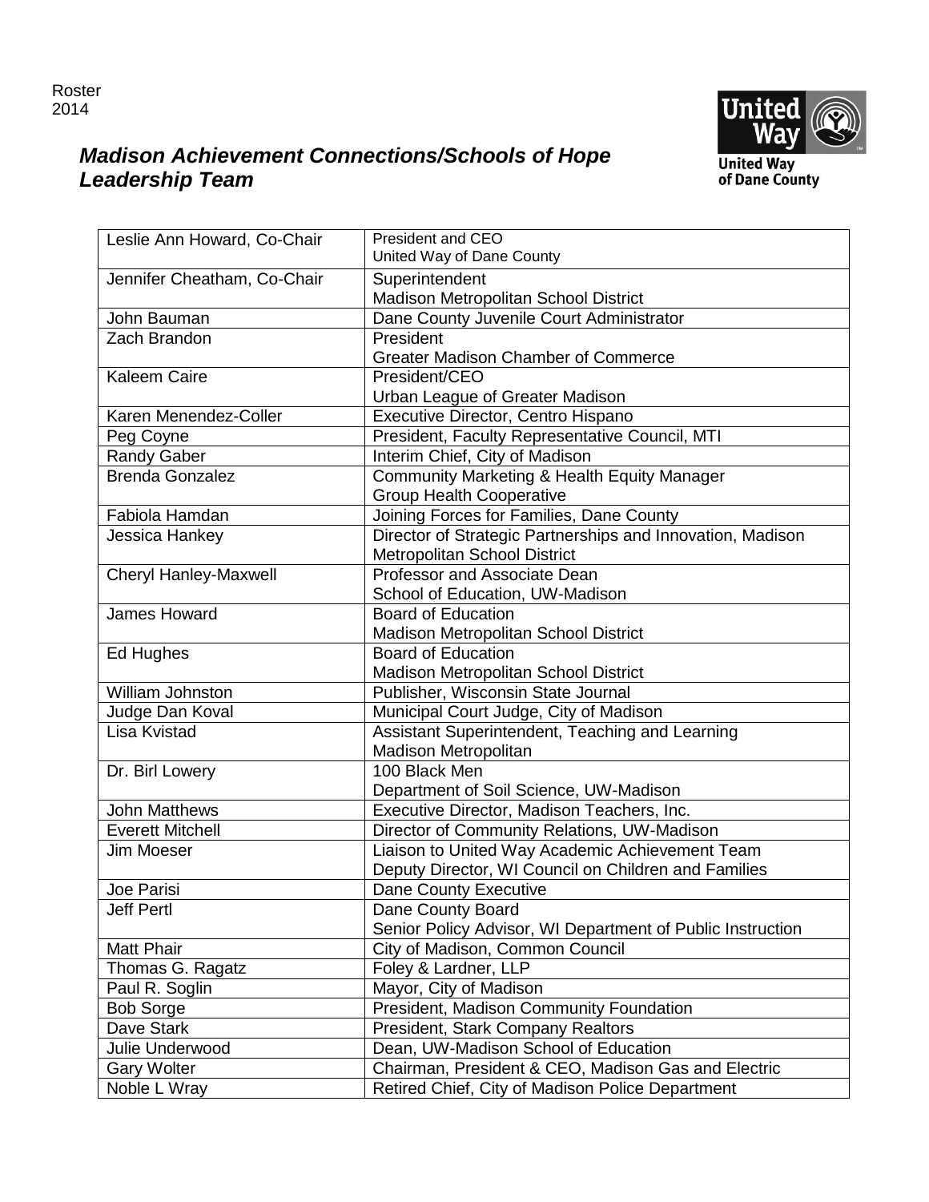Roster
2014

## *Madison Achievement Connections/Schools of Hope Leadership Team*

United Way of Dane County

| Name | Title / Organization |
|---|---|
| Leslie Ann Howard, Co-Chair | President and CEO<br>United Way of Dane County |
| Jennifer Cheatham, Co-Chair | Superintendent<br>Madison Metropolitan School District |
| John Bauman | Dane County Juvenile Court Administrator |
| Zach Brandon | President<br>Greater Madison Chamber of Commerce |
| Kaleem Caire | President/CEO<br>Urban League of Greater Madison |
| Karen Menendez-Coller | Executive Director, Centro Hispano |
| Peg Coyne | President, Faculty Representative Council, MTI |
| Randy Gaber | Interim Chief, City of Madison |
| Brenda Gonzalez | Community Marketing & Health Equity Manager<br>Group Health Cooperative |
| Fabiola Hamdan | Joining Forces for Families, Dane County |
| Jessica Hankey | Director of Strategic Partnerships and Innovation, Madison Metropolitan School District |
| Cheryl Hanley-Maxwell | Professor and Associate Dean<br>School of Education, UW-Madison |
| James Howard | Board of Education<br>Madison Metropolitan School District |
| Ed Hughes | Board of Education<br>Madison Metropolitan School District |
| William Johnston | Publisher, Wisconsin State Journal |
| Judge Dan Koval | Municipal Court Judge, City of Madison |
| Lisa Kvistad | Assistant Superintendent, Teaching and Learning<br>Madison Metropolitan |
| Dr. Birl Lowery | 100 Black Men<br>Department of Soil Science, UW-Madison |
| John Matthews | Executive Director, Madison Teachers, Inc. |
| Everett Mitchell | Director of Community Relations, UW-Madison |
| Jim Moeser | Liaison to United Way Academic Achievement Team<br>Deputy Director, WI Council on Children and Families |
| Joe Parisi | Dane County Executive |
| Jeff Pertl | Dane County Board<br>Senior Policy Advisor, WI Department of Public Instruction |
| Matt Phair | City of Madison, Common Council |
| Thomas G. Ragatz | Foley & Lardner, LLP |
| Paul R. Soglin | Mayor, City of Madison |
| Bob Sorge | President, Madison Community Foundation |
| Dave Stark | President, Stark Company Realtors |
| Julie Underwood | Dean, UW-Madison School of Education |
| Gary Wolter | Chairman, President & CEO, Madison Gas and Electric |
| Noble L Wray | Retired Chief, City of Madison Police Department |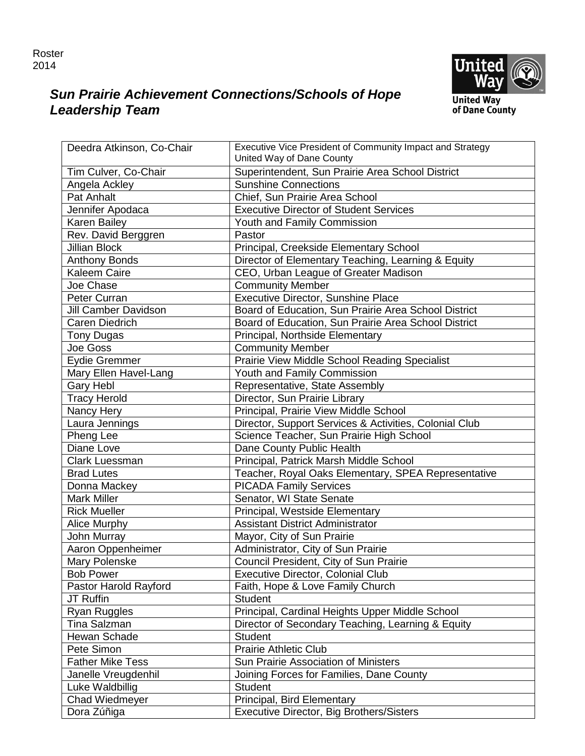Roster
2014

United Way
United Way of Dane County

## *Sun Prairie Achievement Connections/Schools of Hope Leadership Team*

| | |
|---|---|
| Deedra Atkinson, Co-Chair | Executive Vice President of Community Impact and Strategy<br>United Way of Dane County |
| Tim Culver, Co-Chair | Superintendent, Sun Prairie Area School District |
| Angela Ackley | Sunshine Connections |
| Pat Anhalt | Chief, Sun Prairie Area School |
| Jennifer Apodaca | Executive Director of Student Services |
| Karen Bailey | Youth and Family Commission |
| Rev. David Berggren | Pastor |
| Jillian Block | Principal, Creekside Elementary School |
| Anthony Bonds | Director of Elementary Teaching, Learning & Equity |
| Kaleem Caire | CEO, Urban League of Greater Madison |
| Joe Chase | Community Member |
| Peter Curran | Executive Director, Sunshine Place |
| Jill Camber Davidson | Board of Education, Sun Prairie Area School District |
| Caren Diedrich | Board of Education, Sun Prairie Area School District |
| Tony Dugas | Principal, Northside Elementary |
| Joe Goss | Community Member |
| Eydie Gremmer | Prairie View Middle School Reading Specialist |
| Mary Ellen Havel-Lang | Youth and Family Commission |
| Gary Hebl | Representative, State Assembly |
| Tracy Herold | Director, Sun Prairie Library |
| Nancy Hery | Principal, Prairie View Middle School |
| Laura Jennings | Director, Support Services & Activities, Colonial Club |
| Pheng Lee | Science Teacher, Sun Prairie High School |
| Diane Love | Dane County Public Health |
| Clark Luessman | Principal, Patrick Marsh Middle School |
| Brad Lutes | Teacher, Royal Oaks Elementary, SPEA Representative |
| Donna Mackey | PICADA Family Services |
| Mark Miller | Senator, WI State Senate |
| Rick Mueller | Principal, Westside Elementary |
| Alice Murphy | Assistant District Administrator |
| John Murray | Mayor, City of Sun Prairie |
| Aaron Oppenheimer | Administrator, City of Sun Prairie |
| Mary Polenske | Council President, City of Sun Prairie |
| Bob Power | Executive Director, Colonial Club |
| Pastor Harold Rayford | Faith, Hope & Love Family Church |
| JT Ruffin | Student |
| Ryan Ruggles | Principal, Cardinal Heights Upper Middle School |
| Tina Salzman | Director of Secondary Teaching, Learning & Equity |
| Hewan Schade | Student |
| Pete Simon | Prairie Athletic Club |
| Father Mike Tess | Sun Prairie Association of Ministers |
| Janelle Vreugdenhil | Joining Forces for Families, Dane County |
| Luke Waldbillig | Student |
| Chad Wiedmeyer | Principal, Bird Elementary |
| Dora Zúñiga | Executive Director, Big Brothers/Sisters |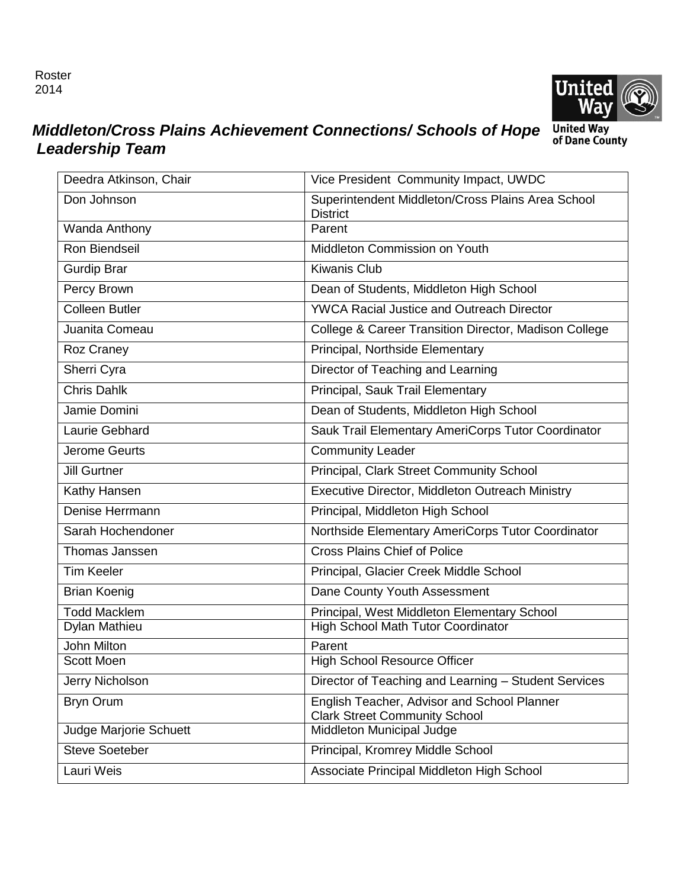Roster
2014

United Way of Dane County

## *Middleton/Cross Plains Achievement Connections/ Schools of Hope Leadership Team*

| | |
|---|---|
| Deedra Atkinson, Chair | Vice President Community Impact, UWDC |
| Don Johnson | Superintendent Middleton/Cross Plains Area School District |
| Wanda Anthony | Parent |
| Ron Biendseil | Middleton Commission on Youth |
| Gurdip Brar | Kiwanis Club |
| Percy Brown | Dean of Students, Middleton High School |
| Colleen Butler | YWCA Racial Justice and Outreach Director |
| Juanita Comeau | College & Career Transition Director, Madison College |
| Roz Craney | Principal, Northside Elementary |
| Sherri Cyra | Director of Teaching and Learning |
| Chris Dahlk | Principal, Sauk Trail Elementary |
| Jamie Domini | Dean of Students, Middleton High School |
| Laurie Gebhard | Sauk Trail Elementary AmeriCorps Tutor Coordinator |
| Jerome Geurts | Community Leader |
| Jill Gurtner | Principal, Clark Street Community School |
| Kathy Hansen | Executive Director, Middleton Outreach Ministry |
| Denise Herrmann | Principal, Middleton High School |
| Sarah Hochendoner | Northside Elementary AmeriCorps Tutor Coordinator |
| Thomas Janssen | Cross Plains Chief of Police |
| Tim Keeler | Principal, Glacier Creek Middle School |
| Brian Koenig | Dane County Youth Assessment |
| Todd Macklem | Principal, West Middleton Elementary School |
| Dylan Mathieu | High School Math Tutor Coordinator |
| John Milton | Parent |
| Scott Moen | High School Resource Officer |
| Jerry Nicholson | Director of Teaching and Learning – Student Services |
| Bryn Orum | English Teacher, Advisor and School Planner Clark Street Community School |
| Judge Marjorie Schuett | Middleton Municipal Judge |
| Steve Soeteber | Principal, Kromrey Middle School |
| Lauri Weis | Associate Principal Middleton High School |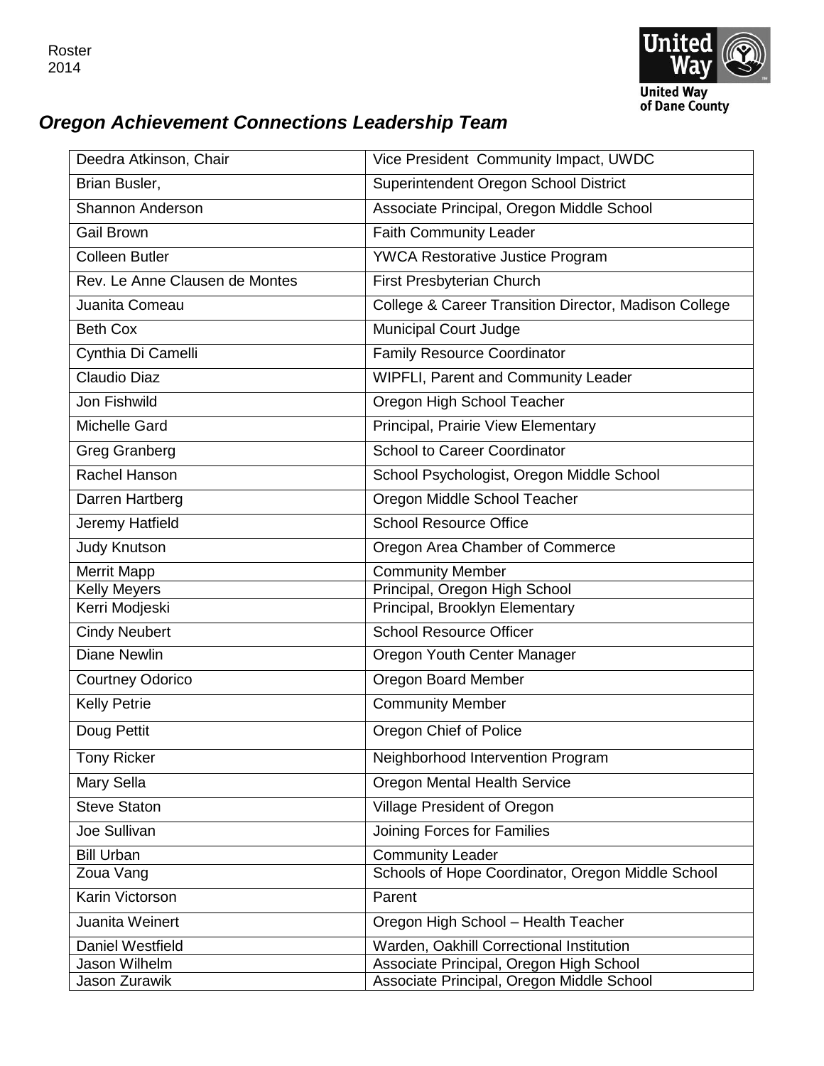Roster
2014

United Way of Dane County

## *Oregon Achievement Connections Leadership Team*

| | |
|---|---|
| Deedra Atkinson, Chair | Vice President Community Impact, UWDC |
| Brian Busler, | Superintendent Oregon School District |
| Shannon Anderson | Associate Principal, Oregon Middle School |
| Gail Brown | Faith Community Leader |
| Colleen Butler | YWCA Restorative Justice Program |
| Rev. Le Anne Clausen de Montes | First Presbyterian Church |
| Juanita Comeau | College & Career Transition Director, Madison College |
| Beth Cox | Municipal Court Judge |
| Cynthia Di Camelli | Family Resource Coordinator |
| Claudio Diaz | WIPFLI, Parent and Community Leader |
| Jon Fishwild | Oregon High School Teacher |
| Michelle Gard | Principal, Prairie View Elementary |
| Greg Granberg | School to Career Coordinator |
| Rachel Hanson | School Psychologist, Oregon Middle School |
| Darren Hartberg | Oregon Middle School Teacher |
| Jeremy Hatfield | School Resource Office |
| Judy Knutson | Oregon Area Chamber of Commerce |
| Merrit Mapp | Community Member |
| Kelly Meyers | Principal, Oregon High School |
| Kerri Modjeski | Principal, Brooklyn Elementary |
| Cindy Neubert | School Resource Officer |
| Diane Newlin | Oregon Youth Center Manager |
| Courtney Odorico | Oregon Board Member |
| Kelly Petrie | Community Member |
| Doug Pettit | Oregon Chief of Police |
| Tony Ricker | Neighborhood Intervention Program |
| Mary Sella | Oregon Mental Health Service |
| Steve Staton | Village President of Oregon |
| Joe Sullivan | Joining Forces for Families |
| Bill Urban | Community Leader |
| Zoua Vang | Schools of Hope Coordinator, Oregon Middle School |
| Karin Victorson | Parent |
| Juanita Weinert | Oregon High School – Health Teacher |
| Daniel Westfield | Warden, Oakhill Correctional Institution |
| Jason Wilhelm | Associate Principal, Oregon High School |
| Jason Zurawik | Associate Principal, Oregon Middle School |